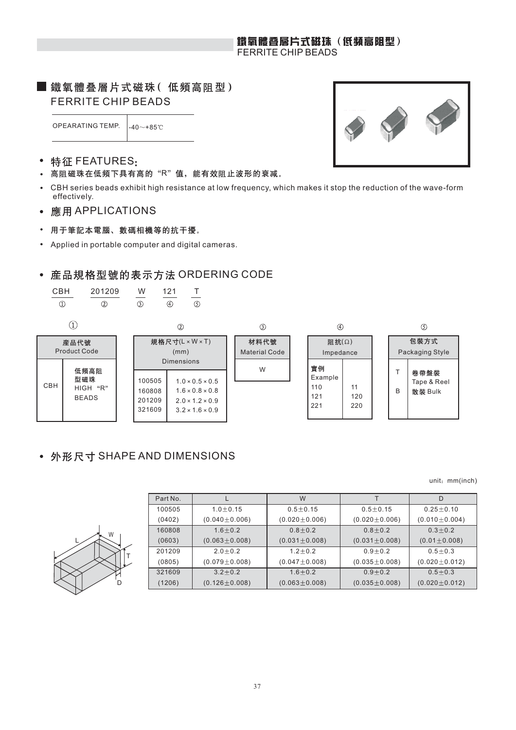# 鐵氧體叠層片式磁珠（低頻高阻型）
FERRITE CHIP BEADS

| OPEARATING TEMP. | -40～+85℃ |
|---|---|

## • 特征 FEATURES：

- 高阻磁珠在低頻下具有高的“R”值，能有效阻止波形的衰減。
- CBH series beads exhibit high resistance at low frequency, which makes it stop the reduction of the wave-form effectively.

## • 應用 APPLICATIONS

- 用于筆記本電腦、數碼相機等的抗干擾。
- Applied in portable computer and digital cameras.

## • 産品規格型號的表示方法 ORDERING CODE

CBH 201209 W 121 T
① ② ③ ④ ⑤

①

| 産品代號 Product Code | |
|---|---|
| CBH | 低頻高阻型磁珠 HIGH “R” BEADS |

②

| 規格尺寸(L × W × T) (mm) Dimensions | |
|---|---|
| 100505 | 1.0 × 0.5 × 0.5 |
| 160808 | 1.6 × 0.8 × 0.8 |
| 201209 | 2.0 × 1.2 × 0.9 |
| 321609 | 3.2 × 1.6 × 0.9 |

③

| 材料代號 Material Code |
|---|
| W |

④

| 阻抗(Ω) Impedance | |
|---|---|
| 實例 Example | |
| 110 | 11 |
| 121 | 120 |
| 221 | 220 |

⑤

| 包裝方式 Packaging Style | |
|---|---|
| T | 卷帶盤裝 Tape & Reel |
| B | 散裝 Bulk |

## • 外形尺寸 SHAPE AND DIMENSIONS

unit：mm(inch)

| Part No. | L | W | T | D |
|---|---|---|---|---|
| 100505 | 1.0±0.15 | 0.5±0.15 | 0.5±0.15 | 0.25±0.10 |
| (0402) | (0.040±0.006) | (0.020±0.006) | (0.020±0.006) | (0.010±0.004) |
| 160808 | 1.6±0.2 | 0.8±0.2 | 0.8±0.2 | 0.3±0.2 |
| (0603) | (0.063±0.008) | (0.031±0.008) | (0.031±0.008) | (0.01±0.008) |
| 201209 | 2.0±0.2 | 1.2±0.2 | 0.9±0.2 | 0.5±0.3 |
| (0805) | (0.079±0.008) | (0.047±0.008) | (0.035±0.008) | (0.020±0.012) |
| 321609 | 3.2±0.2 | 1.6±0.2 | 0.9±0.2 | 0.5±0.3 |
| (1206) | (0.126±0.008) | (0.063±0.008) | (0.035±0.008) | (0.020±0.012) |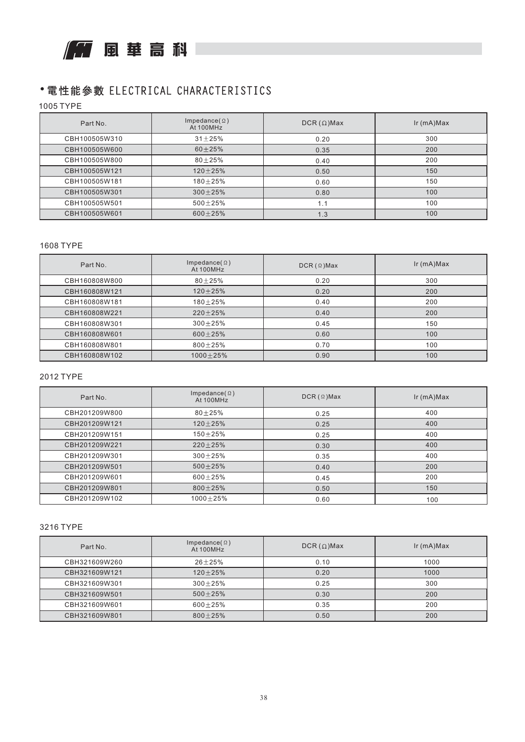# • 電性能參數 ELECTRICAL CHARACTERISTICS

### 1005 TYPE

| Part No. | Impedance(Ω) At 100MHz | DCR (Ω)Max | Ir (mA)Max |
|---|---|---|---|
| CBH100505W310 | 31±25% | 0.20 | 300 |
| CBH100505W600 | 60±25% | 0.35 | 200 |
| CBH100505W800 | 80±25% | 0.40 | 200 |
| CBH100505W121 | 120±25% | 0.50 | 150 |
| CBH100505W181 | 180±25% | 0.60 | 150 |
| CBH100505W301 | 300±25% | 0.80 | 100 |
| CBH100505W501 | 500±25% | 1.1 | 100 |
| CBH100505W601 | 600±25% | 1.3 | 100 |

### 1608 TYPE

| Part No. | Impedance(Ω) At 100MHz | DCR (Ω)Max | Ir (mA)Max |
|---|---|---|---|
| CBH160808W800 | 80±25% | 0.20 | 300 |
| CBH160808W121 | 120±25% | 0.20 | 200 |
| CBH160808W181 | 180±25% | 0.40 | 200 |
| CBH160808W221 | 220±25% | 0.40 | 200 |
| CBH160808W301 | 300±25% | 0.45 | 150 |
| CBH160808W601 | 600±25% | 0.60 | 100 |
| CBH160808W801 | 800±25% | 0.70 | 100 |
| CBH160808W102 | 1000±25% | 0.90 | 100 |

### 2012 TYPE

| Part No. | Impedance(Ω) At 100MHz | DCR (Ω)Max | Ir (mA)Max |
|---|---|---|---|
| CBH201209W800 | 80±25% | 0.25 | 400 |
| CBH201209W121 | 120±25% | 0.25 | 400 |
| CBH201209W151 | 150±25% | 0.25 | 400 |
| CBH201209W221 | 220±25% | 0.30 | 400 |
| CBH201209W301 | 300±25% | 0.35 | 400 |
| CBH201209W501 | 500±25% | 0.40 | 200 |
| CBH201209W601 | 600±25% | 0.45 | 200 |
| CBH201209W801 | 800±25% | 0.50 | 150 |
| CBH201209W102 | 1000±25% | 0.60 | 100 |

### 3216 TYPE

| Part No. | Impedance(Ω) At 100MHz | DCR (Ω)Max | Ir (mA)Max |
|---|---|---|---|
| CBH321609W260 | 26±25% | 0.10 | 1000 |
| CBH321609W121 | 120±25% | 0.20 | 1000 |
| CBH321609W301 | 300±25% | 0.25 | 300 |
| CBH321609W501 | 500±25% | 0.30 | 200 |
| CBH321609W601 | 600±25% | 0.35 | 200 |
| CBH321609W801 | 800±25% | 0.50 | 200 |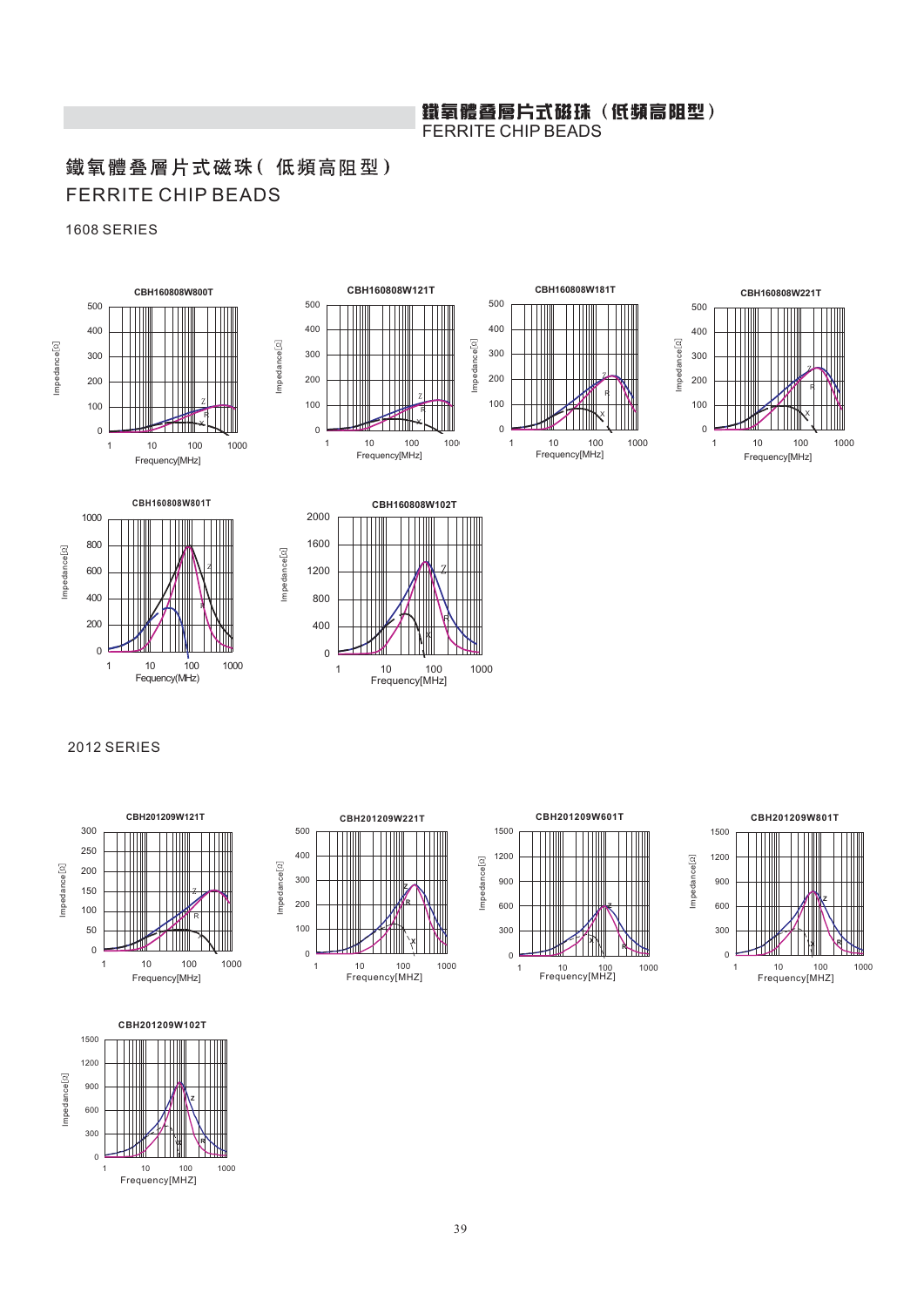# 鐵氧體疊層片式磁珠（低頻高阻型）
# FERRITE CHIP BEADS

## 1608 SERIES

CBH160808W800T

CBH160808W121T

CBH160808W181T

CBH160808W221T

CBH160808W801T

CBH160808W102T

## 2012 SERIES

CBH201209W121T

CBH201209W221T

CBH201209W601T

CBH201209W801T

CBH201209W102T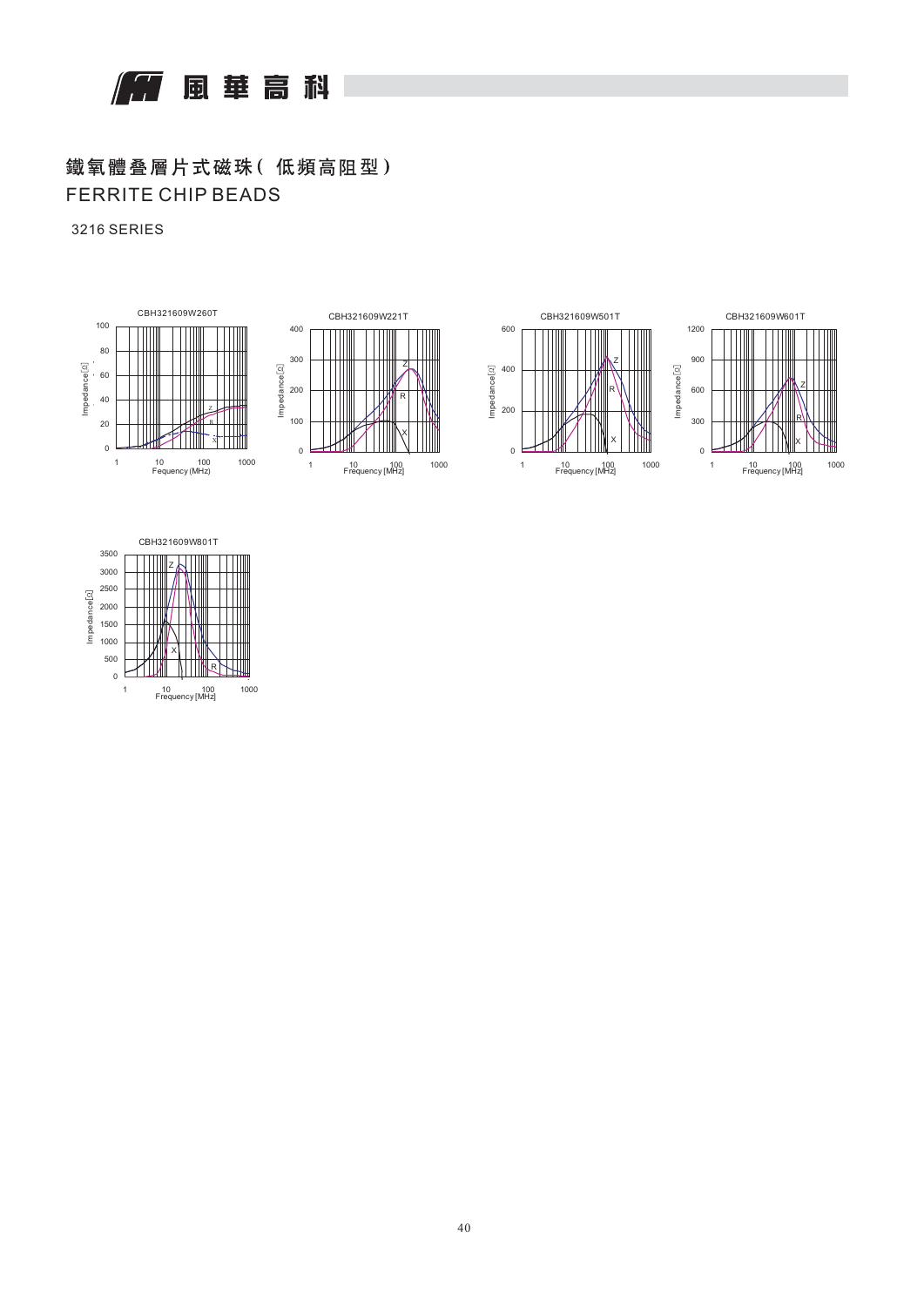# 鐵氧體叠層片式磁珠( 低頻高阻型)

## FERRITE CHIP BEADS

3216 SERIES

CBH321609W260T

Impedance[Ω]

100
80
60
40
20
0

1 10 100 1000

Fequency (MHz)

Z R X

CBH321609W221T

Impedance[Ω]

400
300
200
100
0

1 10 100 1000

Frequency [MHz]

Z R X

CBH321609W501T

Impedance[Ω]

600
400
200
0

1 10 100 1000

Frequency [MHz]

Z R X

CBH321609W601T

Impedance[Ω]

1200
900
600
300
0

1 10 100 1000

Frequency [MHz]

Z R X

CBH321609W801T

Impedance[Ω]

3500
3000
2500
2000
1500
1000
500
0

1 10 100 1000

Frequency [MHz]

Z X R